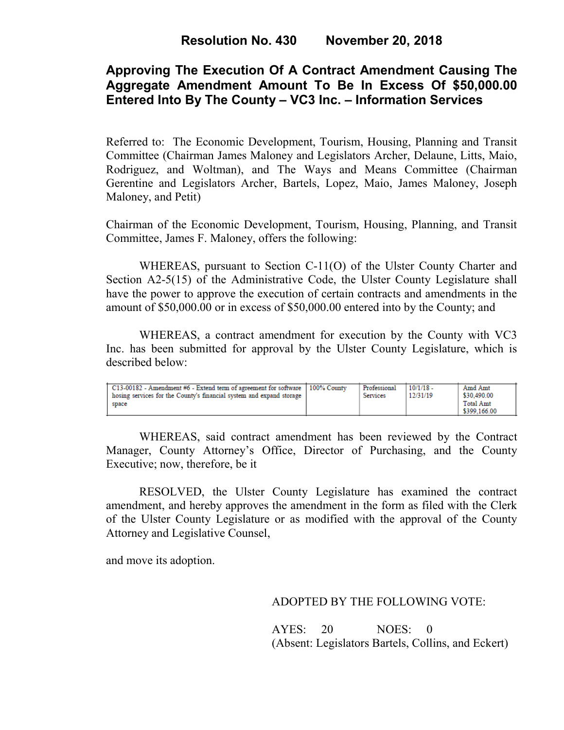# Resolution No. 430 November 20, 2018

## Approving The Execution Of A Contract Amendment Causing The Aggregate Amendment Amount To Be In Excess Of $50,000.00 Entered Into By The County – VC3 Inc. – Information Services

Referred to: The Economic Development, Tourism, Housing, Planning and Transit Committee (Chairman James Maloney and Legislators Archer, Delaune, Litts, Maio, Rodriguez, and Woltman), and The Ways and Means Committee (Chairman Gerentine and Legislators Archer, Bartels, Lopez, Maio, James Maloney, Joseph Maloney, and Petit)

Chairman of the Economic Development, Tourism, Housing, Planning, and Transit Committee, James F. Maloney, offers the following:

WHEREAS, pursuant to Section C-11(O) of the Ulster County Charter and Section A2-5(15) of the Administrative Code, the Ulster County Legislature shall have the power to approve the execution of certain contracts and amendments in the amount of $50,000.00 or in excess of $50,000.00 entered into by the County; and

WHEREAS, a contract amendment for execution by the County with VC3 Inc. has been submitted for approval by the Ulster County Legislature, which is described below:

| | | | | |
|---|---|---|---|---|
| C13-00182 - Amendment #6 - Extend term of agreement for software hosing services for the County's financial system and expand storage space | 100% County | Professional Services | 10/1/18 - 12/31/19 | Amd Amt $30,490.00 Total Amt $399,166.00 |

WHEREAS, said contract amendment has been reviewed by the Contract Manager, County Attorney's Office, Director of Purchasing, and the County Executive; now, therefore, be it

RESOLVED, the Ulster County Legislature has examined the contract amendment, and hereby approves the amendment in the form as filed with the Clerk of the Ulster County Legislature or as modified with the approval of the County Attorney and Legislative Counsel,

and move its adoption.

ADOPTED BY THE FOLLOWING VOTE:

AYES: 20 NOES: 0
(Absent: Legislators Bartels, Collins, and Eckert)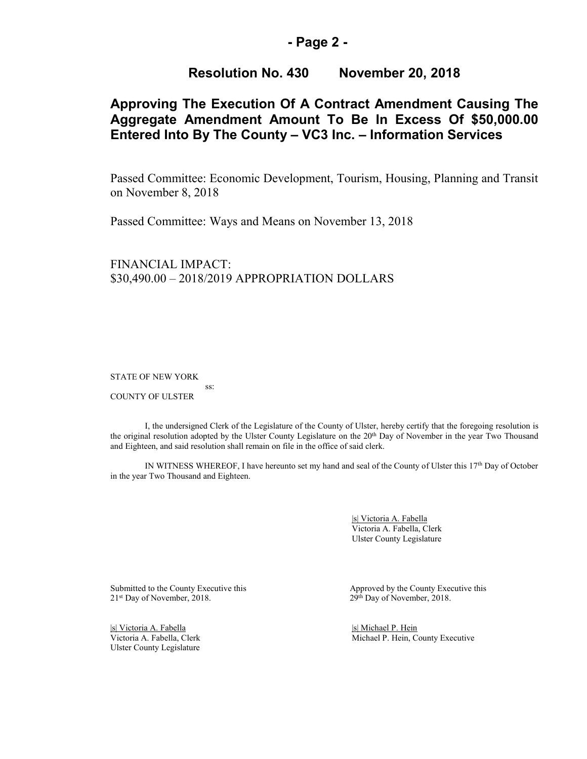## Resolution No. 430 November 20, 2018

## Approving The Execution Of A Contract Amendment Causing The Aggregate Amendment Amount To Be In Excess Of $50,000.00 Entered Into By The County – VC3 Inc. – Information Services

Passed Committee: Economic Development, Tourism, Housing, Planning and Transit on November 8, 2018

Passed Committee: Ways and Means on November 13, 2018

FINANCIAL IMPACT:
$30,490.00 – 2018/2019 APPROPRIATION DOLLARS

STATE OF NEW YORK
ss:
COUNTY OF ULSTER

I, the undersigned Clerk of the Legislature of the County of Ulster, hereby certify that the foregoing resolution is the original resolution adopted by the Ulster County Legislature on the 20th Day of November in the year Two Thousand and Eighteen, and said resolution shall remain on file in the office of said clerk.

IN WITNESS WHEREOF, I have hereunto set my hand and seal of the County of Ulster this 17th Day of October in the year Two Thousand and Eighteen.

|s| Victoria A. Fabella
Victoria A. Fabella, Clerk
Ulster County Legislature

Submitted to the County Executive this 21st Day of November, 2018.

|s| Victoria A. Fabella
Victoria A. Fabella, Clerk
Ulster County Legislature

Approved by the County Executive this 29th Day of November, 2018.

|s| Michael P. Hein
Michael P. Hein, County Executive